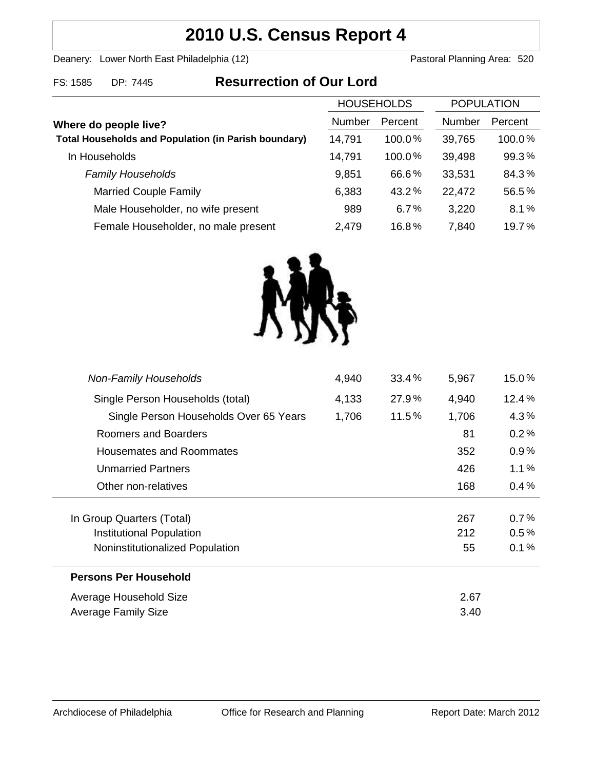# 2010 U.S. Census Report 4

Deanery: Lower North East Philadelphia (12) Pastoral Planning Area: 520

FS: 1585 DP: 7445

## Resurrection of Our Lord

| Where do people live? | HOUSEHOLDS Number | HOUSEHOLDS Percent | POPULATION Number | POPULATION Percent |
|---|---|---|---|---|
| **Total Households and Population (in Parish boundary)** | 14,791 | 100.0% | 39,765 | 100.0% |
| In Households | 14,791 | 100.0% | 39,498 | 99.3% |
| *Family Households* | 9,851 | 66.6% | 33,531 | 84.3% |
| Married Couple Family | 6,383 | 43.2% | 22,472 | 56.5% |
| Male Householder, no wife present | 989 | 6.7% | 3,220 | 8.1% |
| Female Householder, no male present | 2,479 | 16.8% | 7,840 | 19.7% |
| *Non-Family Households* | 4,940 | 33.4% | 5,967 | 15.0% |
| Single Person Households (total) | 4,133 | 27.9% | 4,940 | 12.4% |
| Single Person Households Over 65 Years | 1,706 | 11.5% | 1,706 | 4.3% |
| Roomers and Boarders | | | 81 | 0.2% |
| Housemates and Roommates | | | 352 | 0.9% |
| Unmarried Partners | | | 426 | 1.1% |
| Other non-relatives | | | 168 | 0.4% |
| In Group Quarters (Total) | | | 267 | 0.7% |
| Institutional Population | | | 212 | 0.5% |
| Noninstitutionalized Population | | | 55 | 0.1% |

**Persons Per Household**

| | |
|---|---|
| Average Household Size | 2.67 |
| Average Family Size | 3.40 |

Archdiocese of Philadelphia Office for Research and Planning Report Date: March 2012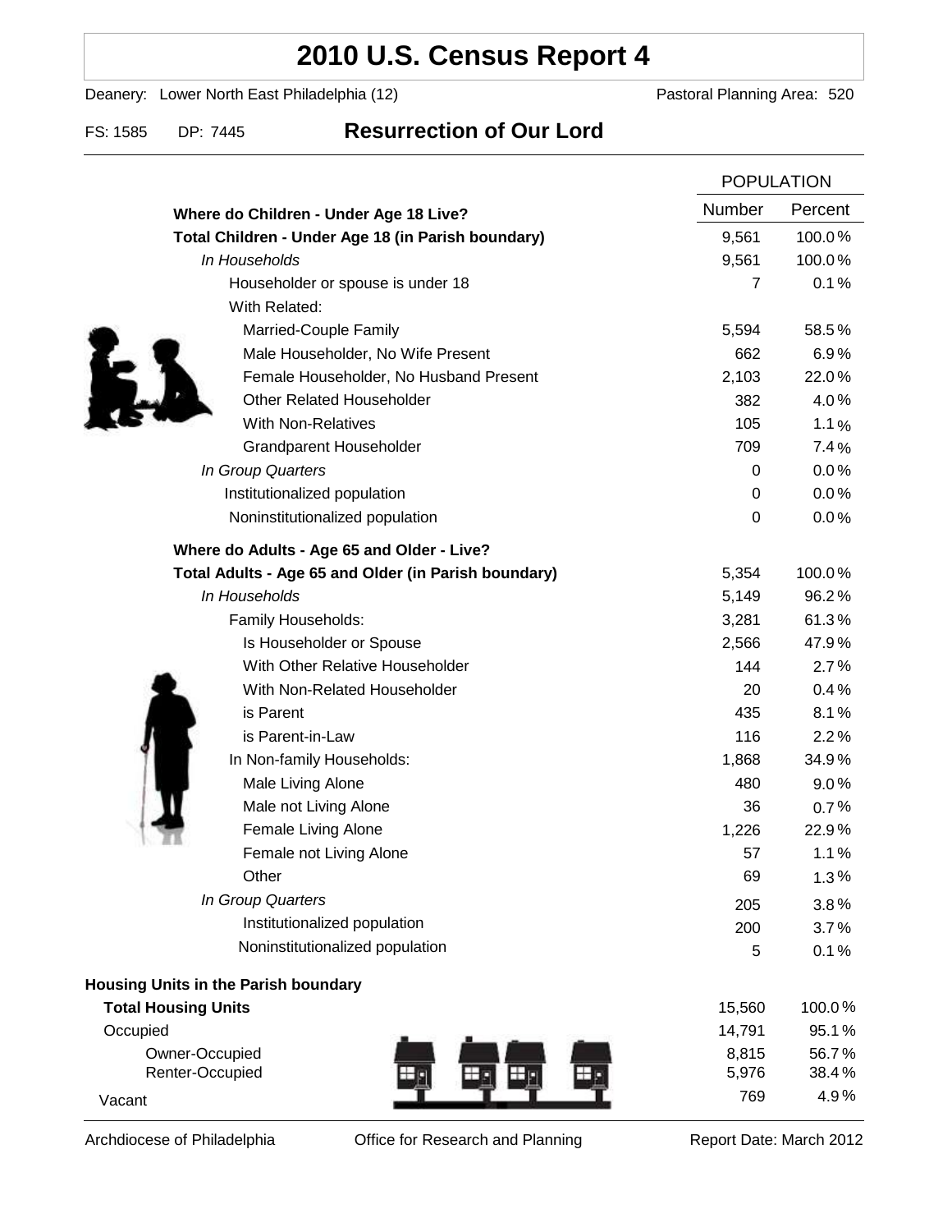# 2010 U.S. Census Report 4

Deanery: Lower North East Philadelphia (12) Pastoral Planning Area: 520

FS: 1585 DP: 7445

## Resurrection of Our Lord

| | POPULATION | |
|---|---|---|
| | Number | Percent |
| **Where do Children - Under Age 18 Live?** | | |
| **Total Children - Under Age 18 (in Parish boundary)** | 9,561 | 100.0% |
| *In Households* | 9,561 | 100.0% |
| Householder or spouse is under 18 | 7 | 0.1% |
| With Related: | | |
| Married-Couple Family | 5,594 | 58.5% |
| Male Householder, No Wife Present | 662 | 6.9% |
| Female Householder, No Husband Present | 2,103 | 22.0% |
| Other Related Householder | 382 | 4.0% |
| With Non-Relatives | 105 | 1.1% |
| Grandparent Householder | 709 | 7.4% |
| *In Group Quarters* | 0 | 0.0% |
| Institutionalized population | 0 | 0.0% |
| Noninstitutionalized population | 0 | 0.0% |
| **Where do Adults - Age 65 and Older - Live?** | | |
| **Total Adults - Age 65 and Older (in Parish boundary)** | 5,354 | 100.0% |
| *In Households* | 5,149 | 96.2% |
| Family Households: | 3,281 | 61.3% |
| Is Householder or Spouse | 2,566 | 47.9% |
| With Other Relative Householder | 144 | 2.7% |
| With Non-Related Householder | 20 | 0.4% |
| is Parent | 435 | 8.1% |
| is Parent-in-Law | 116 | 2.2% |
| In Non-family Households: | 1,868 | 34.9% |
| Male Living Alone | 480 | 9.0% |
| Male not Living Alone | 36 | 0.7% |
| Female Living Alone | 1,226 | 22.9% |
| Female not Living Alone | 57 | 1.1% |
| Other | 69 | 1.3% |
| *In Group Quarters* | 205 | 3.8% |
| Institutionalized population | 200 | 3.7% |
| Noninstitutionalized population | 5 | 0.1% |
| **Housing Units in the Parish boundary** | | |
| **Total Housing Units** | 15,560 | 100.0% |
| Occupied | 14,791 | 95.1% |
| Owner-Occupied | 8,815 | 56.7% |
| Renter-Occupied | 5,976 | 38.4% |
| Vacant | 769 | 4.9% |

Archdiocese of Philadelphia Office for Research and Planning Report Date: March 2012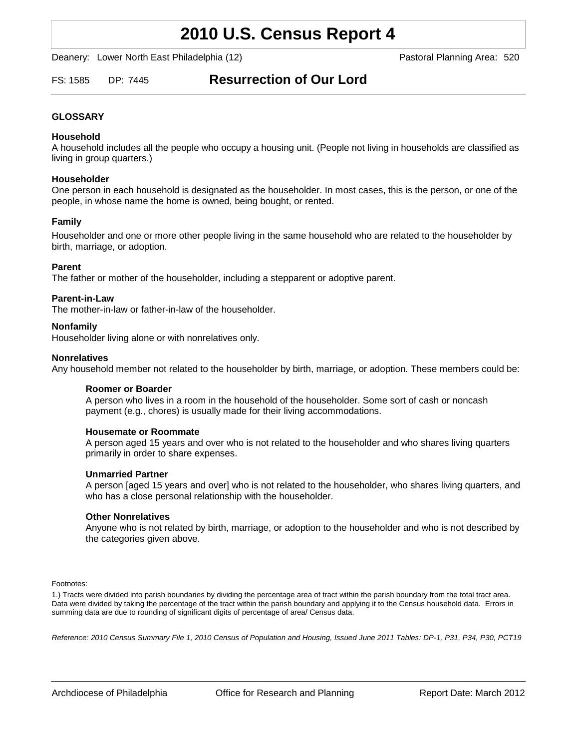# 2010 U.S. Census Report 4

Deanery: Lower North East Philadelphia (12) Pastoral Planning Area: 520

FS: 1585 DP: 7445 **Resurrection of Our Lord**

## GLOSSARY

### Household

A household includes all the people who occupy a housing unit. (People not living in households are classified as living in group quarters.)

### Householder

One person in each household is designated as the householder. In most cases, this is the person, or one of the people, in whose name the home is owned, being bought, or rented.

### Family

Householder and one or more other people living in the same household who are related to the householder by birth, marriage, or adoption.

### Parent

The father or mother of the householder, including a stepparent or adoptive parent.

### Parent-in-Law

The mother-in-law or father-in-law of the householder.

### Nonfamily

Householder living alone or with nonrelatives only.

### Nonrelatives

Any household member not related to the householder by birth, marriage, or adoption. These members could be:

#### Roomer or Boarder

A person who lives in a room in the household of the householder. Some sort of cash or noncash payment (e.g., chores) is usually made for their living accommodations.

#### Housemate or Roommate

A person aged 15 years and over who is not related to the householder and who shares living quarters primarily in order to share expenses.

#### Unmarried Partner

A person [aged 15 years and over] who is not related to the householder, who shares living quarters, and who has a close personal relationship with the householder.

#### Other Nonrelatives

Anyone who is not related by birth, marriage, or adoption to the householder and who is not described by the categories given above.

Footnotes:

1.) Tracts were divided into parish boundaries by dividing the percentage area of tract within the parish boundary from the total tract area. Data were divided by taking the percentage of the tract within the parish boundary and applying it to the Census household data. Errors in summing data are due to rounding of significant digits of percentage of area/ Census data.

*Reference: 2010 Census Summary File 1, 2010 Census of Population and Housing, Issued June 2011 Tables: DP-1, P31, P34, P30, PCT19*

Archdiocese of Philadelphia Office for Research and Planning Report Date: March 2012